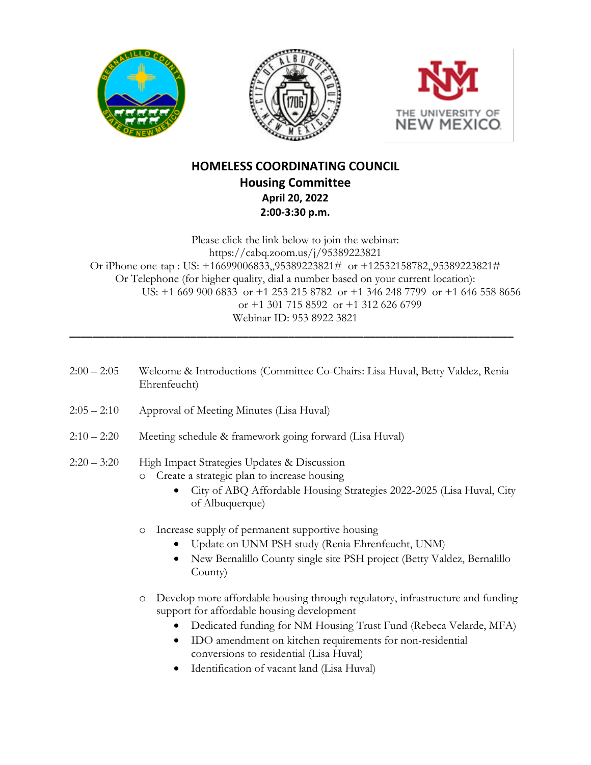# HOMELESS COORDINATING COUNCIL

## Housing Committee

**April 20, 2022**

**2:00-3:30 p.m.**

Please click the link below to join the webinar:
https://cabq.zoom.us/j/95389223821
Or iPhone one-tap : US: +16699006833,,95389223821# or +12532158782,,95389223821#
Or Telephone (for higher quality, dial a number based on your current location):
US: +1 669 900 6833 or +1 253 215 8782 or +1 346 248 7799 or +1 646 558 8656
or +1 301 715 8592 or +1 312 626 6799
Webinar ID: 953 8922 3821

---

2:00 – 2:05 Welcome & Introductions (Committee Co-Chairs: Lisa Huval, Betty Valdez, Renia Ehrenfeucht)

2:05 – 2:10 Approval of Meeting Minutes (Lisa Huval)

2:10 – 2:20 Meeting schedule & framework going forward (Lisa Huval)

2:20 – 3:20 High Impact Strategies Updates & Discussion

- Create a strategic plan to increase housing
  - City of ABQ Affordable Housing Strategies 2022-2025 (Lisa Huval, City of Albuquerque)
- Increase supply of permanent supportive housing
  - Update on UNM PSH study (Renia Ehrenfeucht, UNM)
  - New Bernalillo County single site PSH project (Betty Valdez, Bernalillo County)
- Develop more affordable housing through regulatory, infrastructure and funding support for affordable housing development
  - Dedicated funding for NM Housing Trust Fund (Rebeca Velarde, MFA)
  - IDO amendment on kitchen requirements for non-residential conversions to residential (Lisa Huval)
  - Identification of vacant land (Lisa Huval)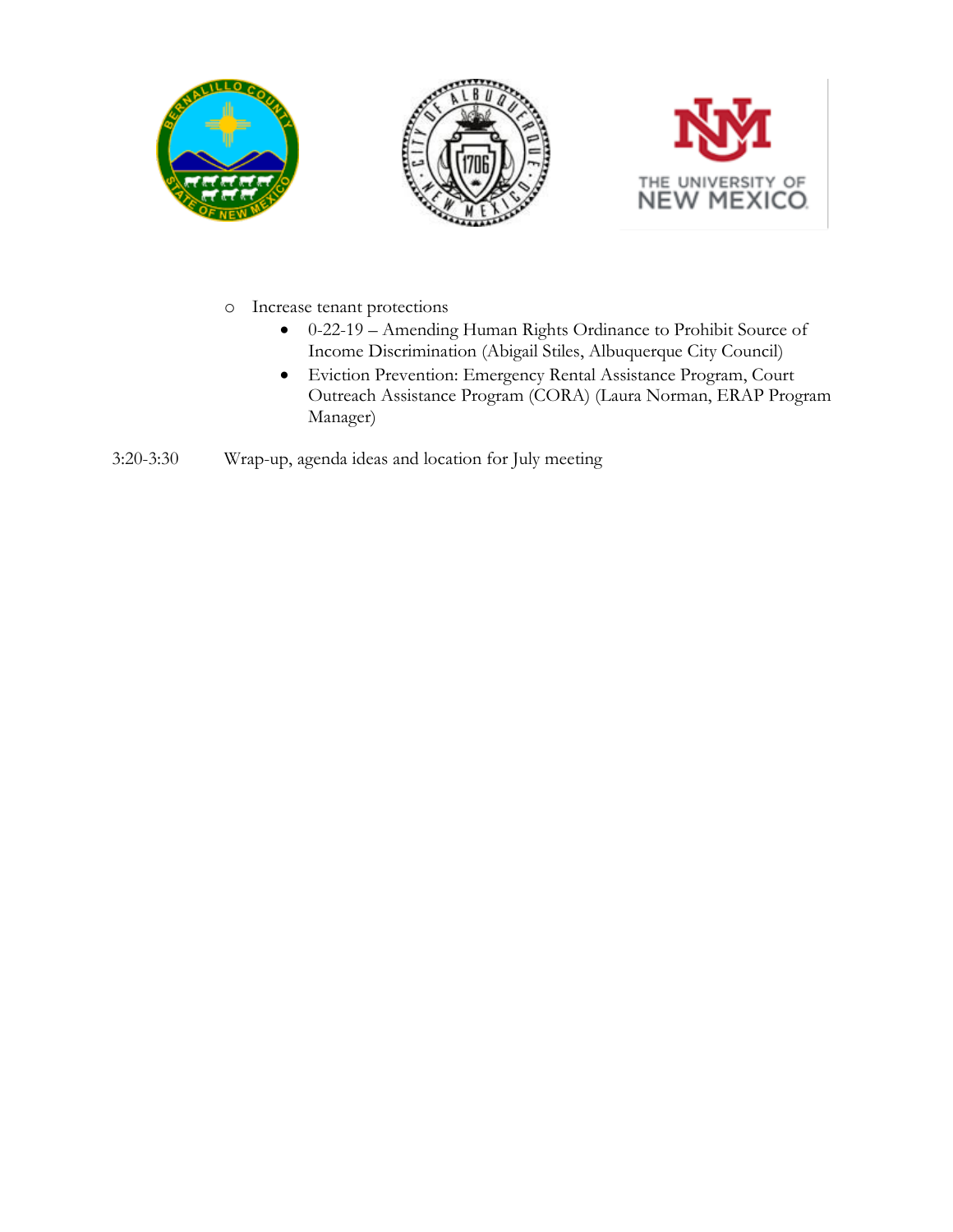- Increase tenant protections
  - 0-22-19 – Amending Human Rights Ordinance to Prohibit Source of Income Discrimination (Abigail Stiles, Albuquerque City Council)
  - Eviction Prevention: Emergency Rental Assistance Program, Court Outreach Assistance Program (CORA) (Laura Norman, ERAP Program Manager)

3:20-3:30 Wrap-up, agenda ideas and location for July meeting